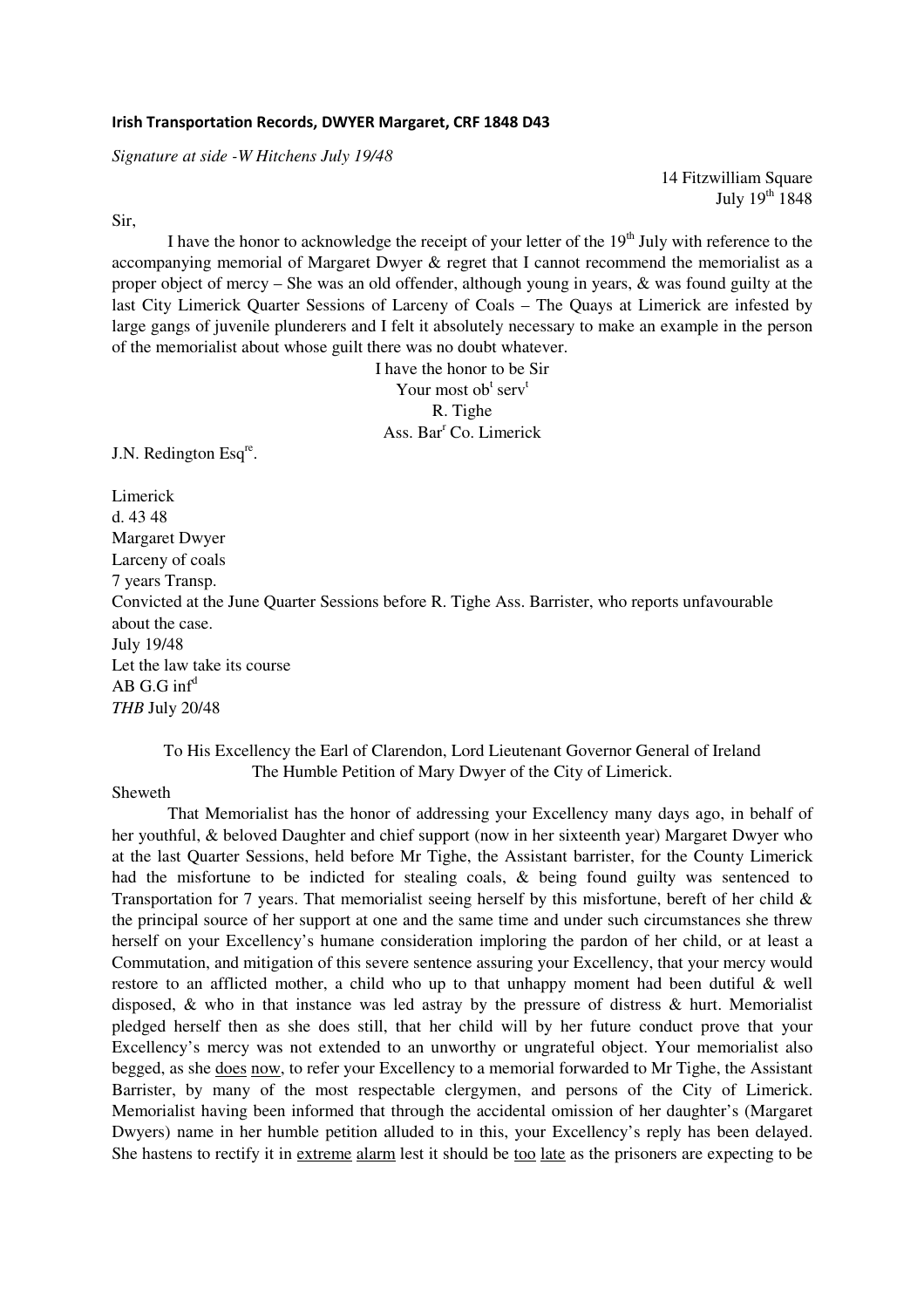**Irish Transportation Records, DWYER Margaret, CRF 1848 D43**

*Signature at side -W Hitchens July 19/48*

14 Fitzwilliam Square
July 19th 1848

Sir,

I have the honor to acknowledge the receipt of your letter of the 19th July with reference to the accompanying memorial of Margaret Dwyer & regret that I cannot recommend the memorialist as a proper object of mercy – She was an old offender, although young in years, & was found guilty at the last City Limerick Quarter Sessions of Larceny of Coals – The Quays at Limerick are infested by large gangs of juvenile plunderers and I felt it absolutely necessary to make an example in the person of the memorialist about whose guilt there was no doubt whatever.

I have the honor to be Sir
Your most obt servt
R. Tighe
Ass. Barr Co. Limerick

J.N. Redington Esqre.

Limerick
d. 43 48
Margaret Dwyer
Larceny of coals
7 years Transp.
Convicted at the June Quarter Sessions before R. Tighe Ass. Barrister, who reports unfavourable about the case.
July 19/48
Let the law take its course
AB G.G infd
*THB* July 20/48

To His Excellency the Earl of Clarendon, Lord Lieutenant Governor General of Ireland
The Humble Petition of Mary Dwyer of the City of Limerick.

Sheweth

That Memorialist has the honor of addressing your Excellency many days ago, in behalf of her youthful, & beloved Daughter and chief support (now in her sixteenth year) Margaret Dwyer who at the last Quarter Sessions, held before Mr Tighe, the Assistant barrister, for the County Limerick had the misfortune to be indicted for stealing coals, & being found guilty was sentenced to Transportation for 7 years. That memorialist seeing herself by this misfortune, bereft of her child & the principal source of her support at one and the same time and under such circumstances she threw herself on your Excellency's humane consideration imploring the pardon of her child, or at least a Commutation, and mitigation of this severe sentence assuring your Excellency, that your mercy would restore to an afflicted mother, a child who up to that unhappy moment had been dutiful & well disposed, & who in that instance was led astray by the pressure of distress & hurt. Memorialist pledged herself then as she does still, that her child will by her future conduct prove that your Excellency's mercy was not extended to an unworthy or ungrateful object. Your memorialist also begged, as she <u>does</u> <u>now</u>, to refer your Excellency to a memorial forwarded to Mr Tighe, the Assistant Barrister, by many of the most respectable clergymen, and persons of the City of Limerick. Memorialist having been informed that through the accidental omission of her daughter's (Margaret Dwyers) name in her humble petition alluded to in this, your Excellency's reply has been delayed. She hastens to rectify it in <u>extreme</u> <u>alarm</u> lest it should be <u>too</u> <u>late</u> as the prisoners are expecting to be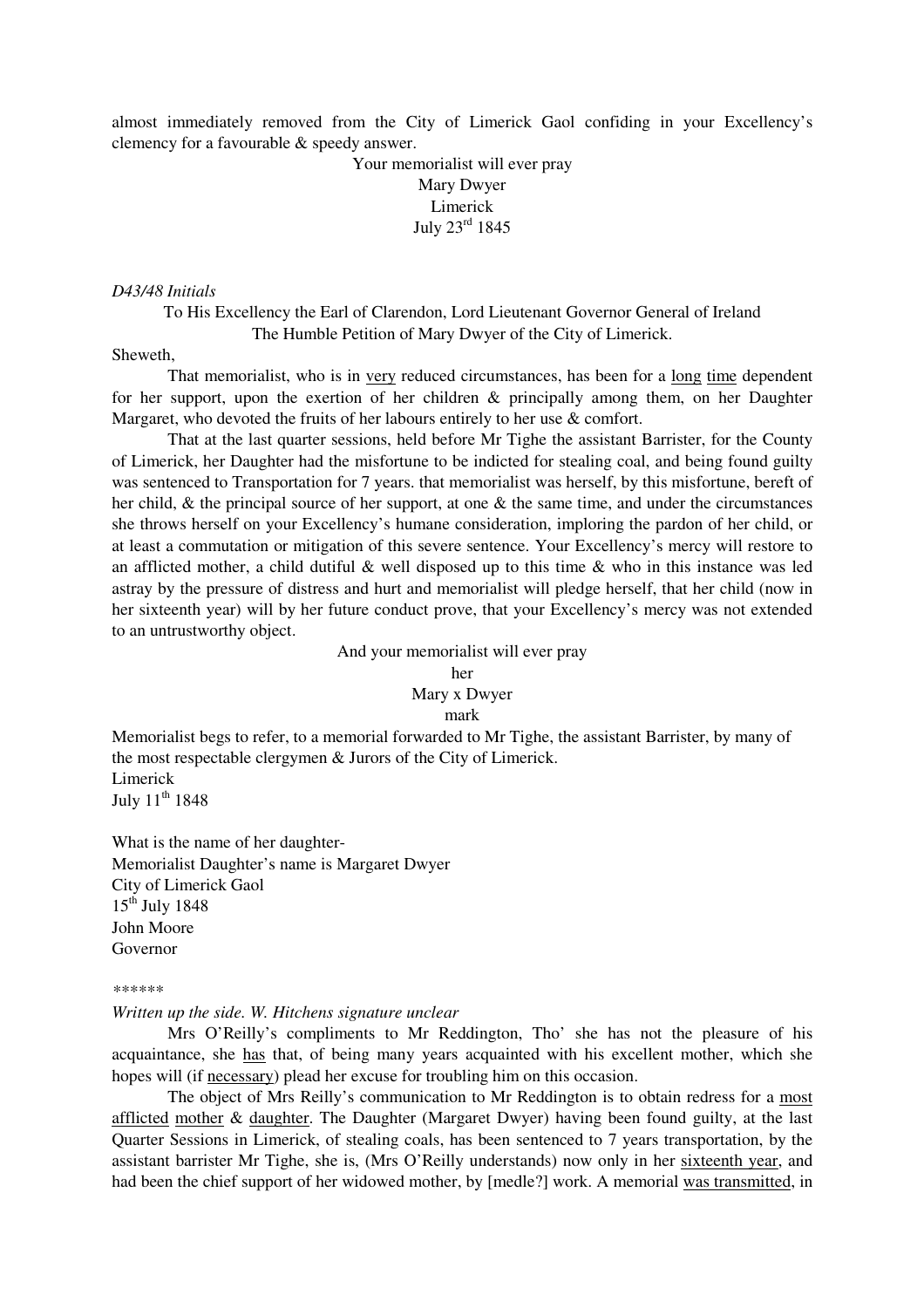almost immediately removed from the City of Limerick Gaol confiding in your Excellency's clemency for a favourable & speedy answer.

Your memorialist will ever pray
Mary Dwyer
Limerick
July 23rd 1845

*D43/48 Initials*

To His Excellency the Earl of Clarendon, Lord Lieutenant Governor General of Ireland
The Humble Petition of Mary Dwyer of the City of Limerick.

Sheweth,

That memorialist, who is in very reduced circumstances, has been for a long time dependent for her support, upon the exertion of her children & principally among them, on her Daughter Margaret, who devoted the fruits of her labours entirely to her use & comfort.

That at the last quarter sessions, held before Mr Tighe the assistant Barrister, for the County of Limerick, her Daughter had the misfortune to be indicted for stealing coal, and being found guilty was sentenced to Transportation for 7 years. that memorialist was herself, by this misfortune, bereft of her child, & the principal source of her support, at one & the same time, and under the circumstances she throws herself on your Excellency's humane consideration, imploring the pardon of her child, or at least a commutation or mitigation of this severe sentence. Your Excellency's mercy will restore to an afflicted mother, a child dutiful & well disposed up to this time & who in this instance was led astray by the pressure of distress and hurt and memorialist will pledge herself, that her child (now in her sixteenth year) will by her future conduct prove, that your Excellency's mercy was not extended to an untrustworthy object.

And your memorialist will ever pray
her
Mary x Dwyer
mark

Memorialist begs to refer, to a memorial forwarded to Mr Tighe, the assistant Barrister, by many of the most respectable clergymen & Jurors of the City of Limerick.
Limerick
July 11th 1848

What is the name of her daughter-
Memorialist Daughter's name is Margaret Dwyer
City of Limerick Gaol
15th July 1848
John Moore
Governor

******

*Written up the side. W. Hitchens signature unclear*

Mrs O'Reilly's compliments to Mr Reddington, Tho' she has not the pleasure of his acquaintance, she has that, of being many years acquainted with his excellent mother, which she hopes will (if necessary) plead her excuse for troubling him on this occasion.

The object of Mrs Reilly's communication to Mr Reddington is to obtain redress for a most afflicted mother & daughter. The Daughter (Margaret Dwyer) having been found guilty, at the last Quarter Sessions in Limerick, of stealing coals, has been sentenced to 7 years transportation, by the assistant barrister Mr Tighe, she is, (Mrs O'Reilly understands) now only in her sixteenth year, and had been the chief support of her widowed mother, by [medle?] work. A memorial was transmitted, in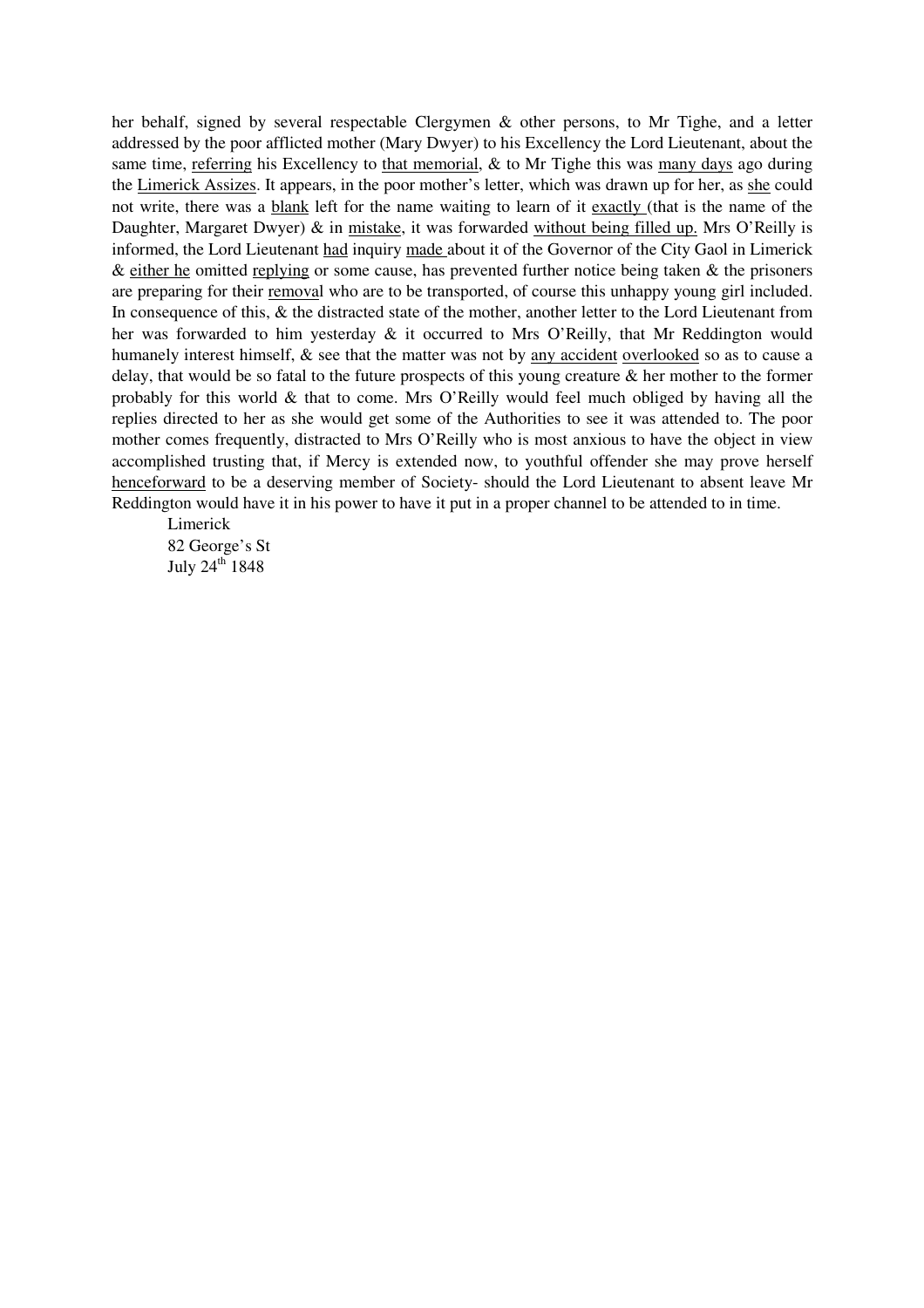her behalf, signed by several respectable Clergymen & other persons, to Mr Tighe, and a letter addressed by the poor afflicted mother (Mary Dwyer) to his Excellency the Lord Lieutenant, about the same time, <u>referring</u> his Excellency to <u>that memorial</u>, & to Mr Tighe this was <u>many days</u> ago during the <u>Limerick Assizes</u>. It appears, in the poor mother's letter, which was drawn up for her, as <u>she</u> could not write, there was a <u>blank</u> left for the name waiting to learn of it <u>exactly</u> (that is the name of the Daughter, Margaret Dwyer) & in <u>mistake</u>, it was forwarded <u>without being filled up.</u> Mrs O'Reilly is informed, the Lord Lieutenant <u>had</u> inquiry <u>made</u> about it of the Governor of the City Gaol in Limerick & <u>either he</u> omitted <u>replying</u> or some cause, has prevented further notice being taken & the prisoners are preparing for their <u>remova</u>l who are to be transported, of course this unhappy young girl included. In consequence of this, & the distracted state of the mother, another letter to the Lord Lieutenant from her was forwarded to him yesterday & it occurred to Mrs O'Reilly, that Mr Reddington would humanely interest himself, & see that the matter was not by <u>any accident</u> <u>overlooked</u> so as to cause a delay, that would be so fatal to the future prospects of this young creature & her mother to the former probably for this world & that to come. Mrs O'Reilly would feel much obliged by having all the replies directed to her as she would get some of the Authorities to see it was attended to. The poor mother comes frequently, distracted to Mrs O'Reilly who is most anxious to have the object in view accomplished trusting that, if Mercy is extended now, to youthful offender she may prove herself <u>henceforward</u> to be a deserving member of Society- should the Lord Lieutenant to absent leave Mr Reddington would have it in his power to have it put in a proper channel to be attended to in time.

Limerick
82 George's St
July 24th 1848